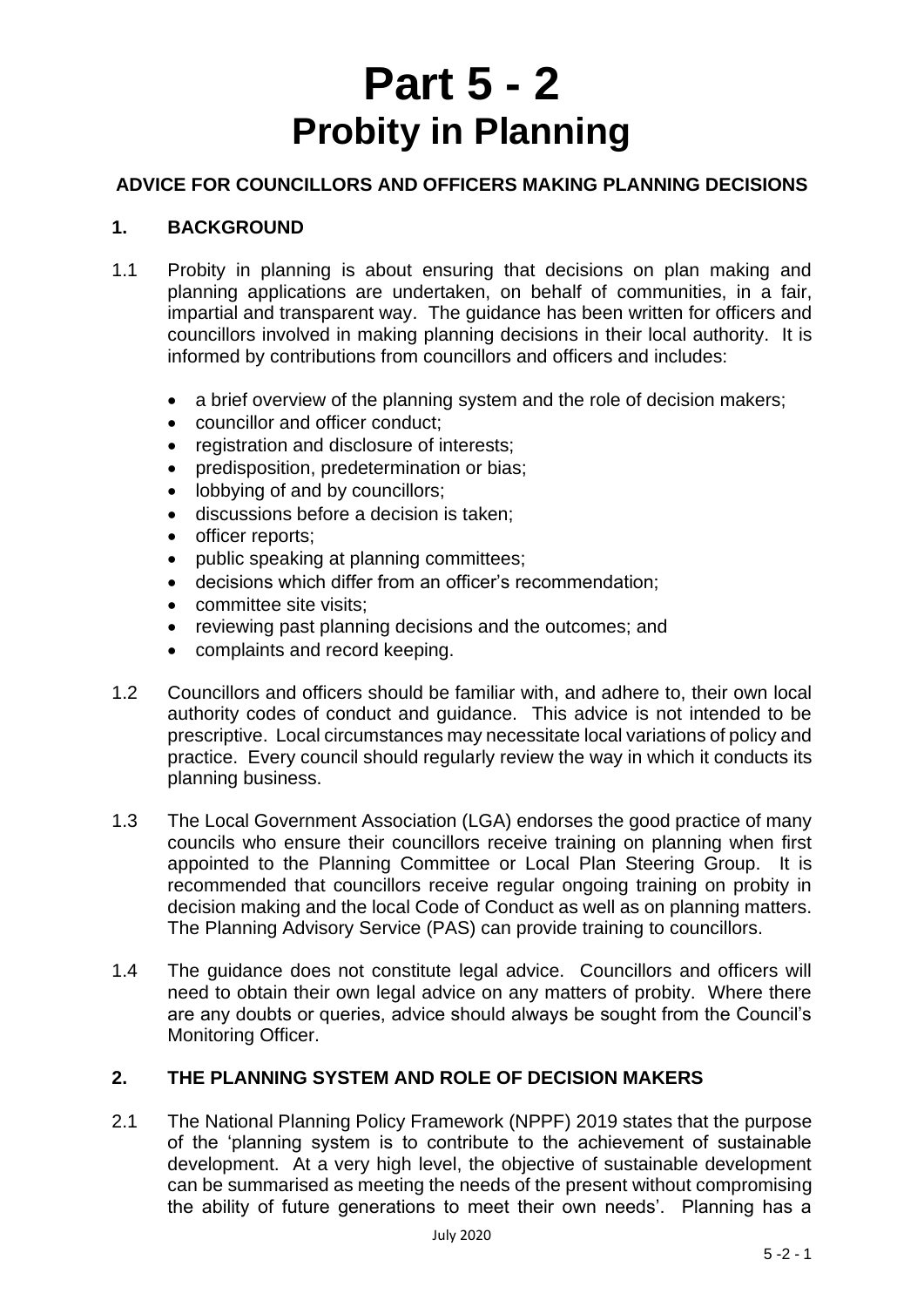# Part 5 - 2
# Probity in Planning

**ADVICE FOR COUNCILLORS AND OFFICERS MAKING PLANNING DECISIONS**

## 1. BACKGROUND

1.1 Probity in planning is about ensuring that decisions on plan making and planning applications are undertaken, on behalf of communities, in a fair, impartial and transparent way. The guidance has been written for officers and councillors involved in making planning decisions in their local authority. It is informed by contributions from councillors and officers and includes:

- a brief overview of the planning system and the role of decision makers;
- councillor and officer conduct;
- registration and disclosure of interests;
- predisposition, predetermination or bias;
- lobbying of and by councillors;
- discussions before a decision is taken;
- officer reports;
- public speaking at planning committees;
- decisions which differ from an officer's recommendation;
- committee site visits;
- reviewing past planning decisions and the outcomes; and
- complaints and record keeping.

1.2 Councillors and officers should be familiar with, and adhere to, their own local authority codes of conduct and guidance. This advice is not intended to be prescriptive. Local circumstances may necessitate local variations of policy and practice. Every council should regularly review the way in which it conducts its planning business.

1.3 The Local Government Association (LGA) endorses the good practice of many councils who ensure their councillors receive training on planning when first appointed to the Planning Committee or Local Plan Steering Group. It is recommended that councillors receive regular ongoing training on probity in decision making and the local Code of Conduct as well as on planning matters. The Planning Advisory Service (PAS) can provide training to councillors.

1.4 The guidance does not constitute legal advice. Councillors and officers will need to obtain their own legal advice on any matters of probity. Where there are any doubts or queries, advice should always be sought from the Council's Monitoring Officer.

## 2. THE PLANNING SYSTEM AND ROLE OF DECISION MAKERS

2.1 The National Planning Policy Framework (NPPF) 2019 states that the purpose of the 'planning system is to contribute to the achievement of sustainable development. At a very high level, the objective of sustainable development can be summarised as meeting the needs of the present without compromising the ability of future generations to meet their own needs'. Planning has a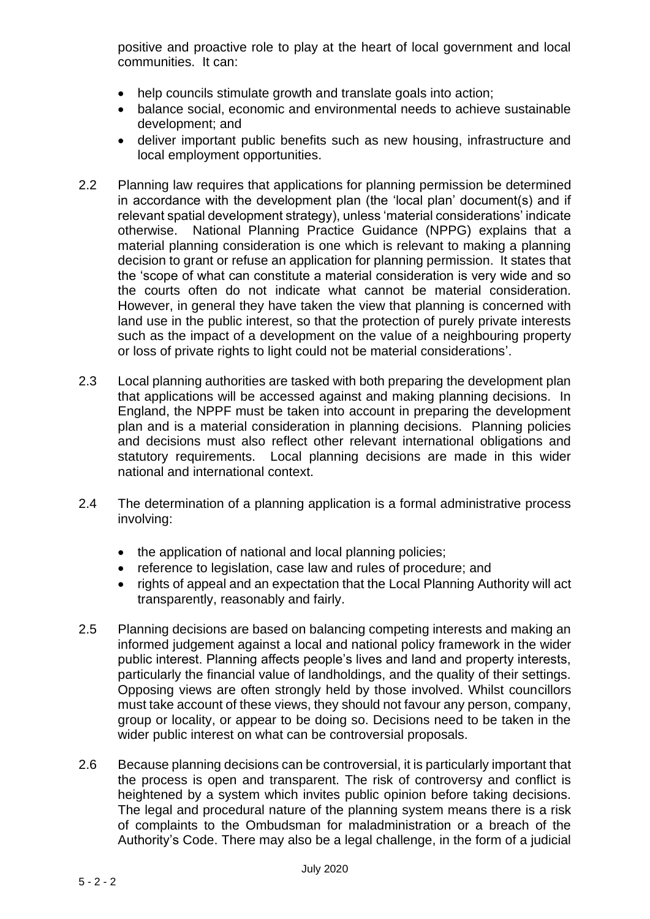positive and proactive role to play at the heart of local government and local communities. It can:

- help councils stimulate growth and translate goals into action;
- balance social, economic and environmental needs to achieve sustainable development; and
- deliver important public benefits such as new housing, infrastructure and local employment opportunities.

2.2 Planning law requires that applications for planning permission be determined in accordance with the development plan (the 'local plan' document(s) and if relevant spatial development strategy), unless 'material considerations' indicate otherwise. National Planning Practice Guidance (NPPG) explains that a material planning consideration is one which is relevant to making a planning decision to grant or refuse an application for planning permission. It states that the 'scope of what can constitute a material consideration is very wide and so the courts often do not indicate what cannot be material consideration. However, in general they have taken the view that planning is concerned with land use in the public interest, so that the protection of purely private interests such as the impact of a development on the value of a neighbouring property or loss of private rights to light could not be material considerations'.

2.3 Local planning authorities are tasked with both preparing the development plan that applications will be accessed against and making planning decisions. In England, the NPPF must be taken into account in preparing the development plan and is a material consideration in planning decisions. Planning policies and decisions must also reflect other relevant international obligations and statutory requirements. Local planning decisions are made in this wider national and international context.

2.4 The determination of a planning application is a formal administrative process involving:

- the application of national and local planning policies;
- reference to legislation, case law and rules of procedure; and
- rights of appeal and an expectation that the Local Planning Authority will act transparently, reasonably and fairly.

2.5 Planning decisions are based on balancing competing interests and making an informed judgement against a local and national policy framework in the wider public interest. Planning affects people's lives and land and property interests, particularly the financial value of landholdings, and the quality of their settings. Opposing views are often strongly held by those involved. Whilst councillors must take account of these views, they should not favour any person, company, group or locality, or appear to be doing so. Decisions need to be taken in the wider public interest on what can be controversial proposals.

2.6 Because planning decisions can be controversial, it is particularly important that the process is open and transparent. The risk of controversy and conflict is heightened by a system which invites public opinion before taking decisions. The legal and procedural nature of the planning system means there is a risk of complaints to the Ombudsman for maladministration or a breach of the Authority's Code. There may also be a legal challenge, in the form of a judicial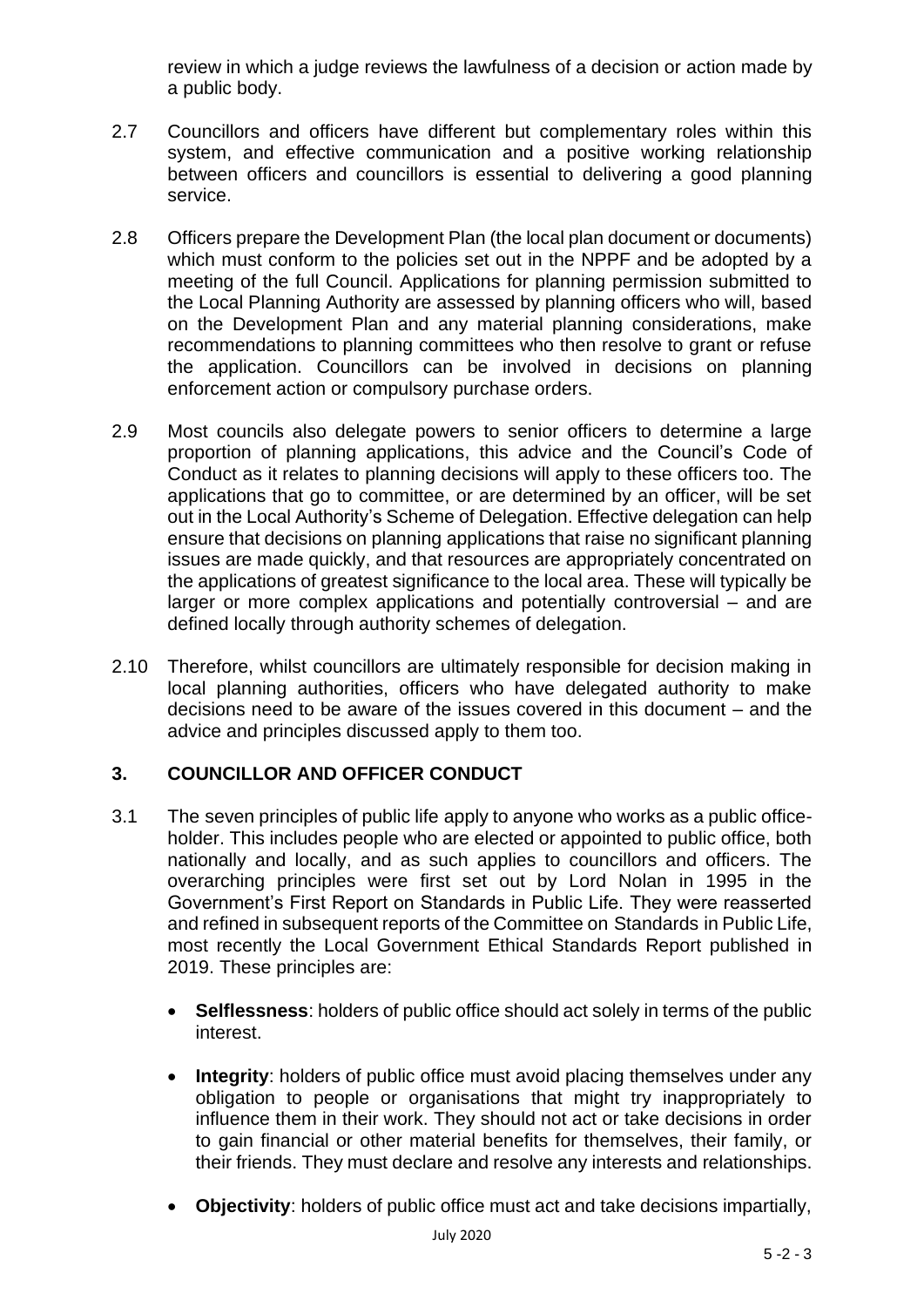review in which a judge reviews the lawfulness of a decision or action made by a public body.

2.7 Councillors and officers have different but complementary roles within this system, and effective communication and a positive working relationship between officers and councillors is essential to delivering a good planning service.

2.8 Officers prepare the Development Plan (the local plan document or documents) which must conform to the policies set out in the NPPF and be adopted by a meeting of the full Council. Applications for planning permission submitted to the Local Planning Authority are assessed by planning officers who will, based on the Development Plan and any material planning considerations, make recommendations to planning committees who then resolve to grant or refuse the application. Councillors can be involved in decisions on planning enforcement action or compulsory purchase orders.

2.9 Most councils also delegate powers to senior officers to determine a large proportion of planning applications, this advice and the Council's Code of Conduct as it relates to planning decisions will apply to these officers too. The applications that go to committee, or are determined by an officer, will be set out in the Local Authority's Scheme of Delegation. Effective delegation can help ensure that decisions on planning applications that raise no significant planning issues are made quickly, and that resources are appropriately concentrated on the applications of greatest significance to the local area. These will typically be larger or more complex applications and potentially controversial – and are defined locally through authority schemes of delegation.

2.10 Therefore, whilst councillors are ultimately responsible for decision making in local planning authorities, officers who have delegated authority to make decisions need to be aware of the issues covered in this document – and the advice and principles discussed apply to them too.

## 3. COUNCILLOR AND OFFICER CONDUCT

3.1 The seven principles of public life apply to anyone who works as a public office-holder. This includes people who are elected or appointed to public office, both nationally and locally, and as such applies to councillors and officers. The overarching principles were first set out by Lord Nolan in 1995 in the Government's First Report on Standards in Public Life. They were reasserted and refined in subsequent reports of the Committee on Standards in Public Life, most recently the Local Government Ethical Standards Report published in 2019. These principles are:

- **Selflessness**: holders of public office should act solely in terms of the public interest.
- **Integrity**: holders of public office must avoid placing themselves under any obligation to people or organisations that might try inappropriately to influence them in their work. They should not act or take decisions in order to gain financial or other material benefits for themselves, their family, or their friends. They must declare and resolve any interests and relationships.
- **Objectivity**: holders of public office must act and take decisions impartially,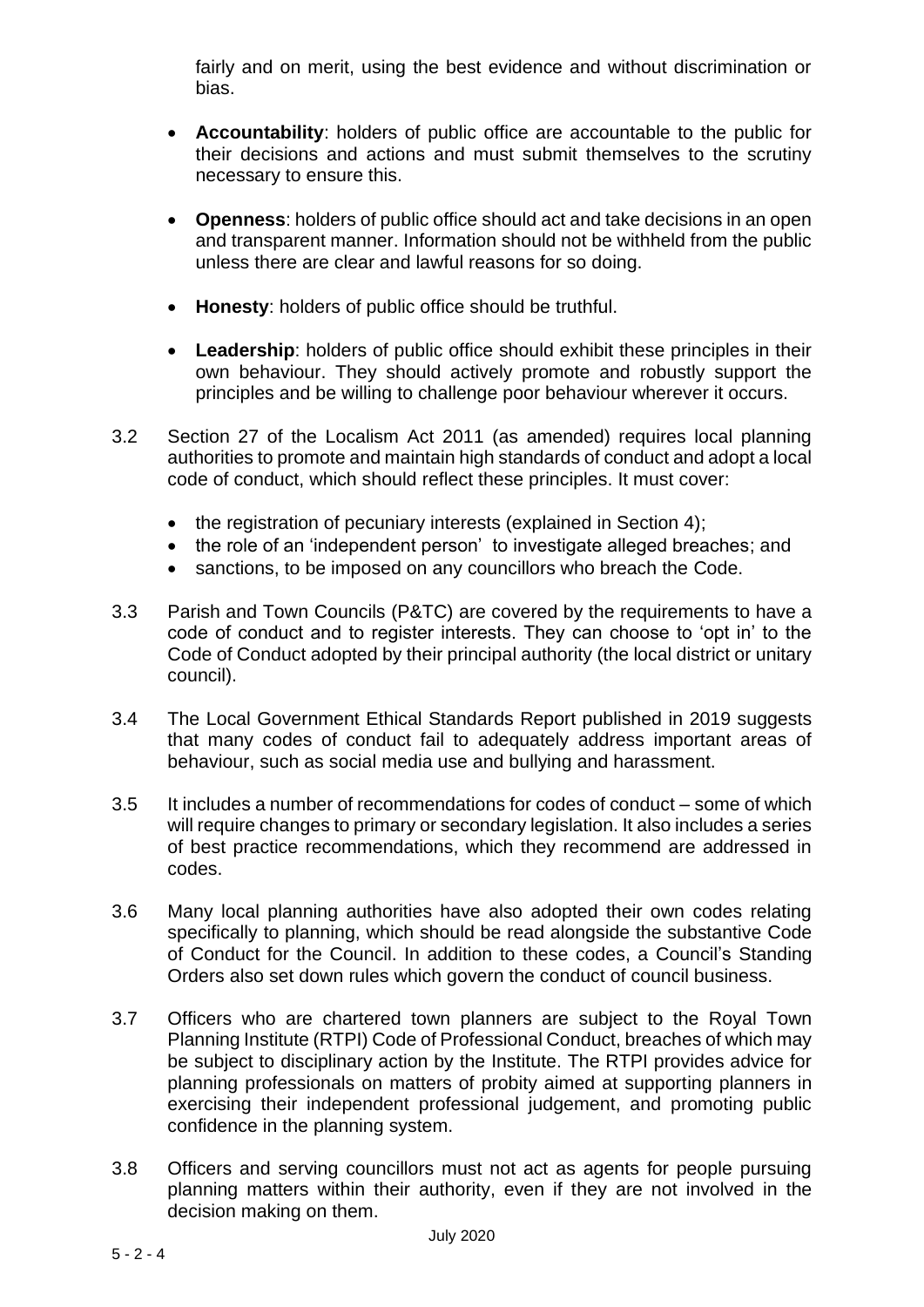fairly and on merit, using the best evidence and without discrimination or bias.

- **Accountability**: holders of public office are accountable to the public for their decisions and actions and must submit themselves to the scrutiny necessary to ensure this.
- **Openness**: holders of public office should act and take decisions in an open and transparent manner. Information should not be withheld from the public unless there are clear and lawful reasons for so doing.
- **Honesty**: holders of public office should be truthful.
- **Leadership**: holders of public office should exhibit these principles in their own behaviour. They should actively promote and robustly support the principles and be willing to challenge poor behaviour wherever it occurs.

3.2 Section 27 of the Localism Act 2011 (as amended) requires local planning authorities to promote and maintain high standards of conduct and adopt a local code of conduct, which should reflect these principles. It must cover:

- the registration of pecuniary interests (explained in Section 4);
- the role of an 'independent person' to investigate alleged breaches; and
- sanctions, to be imposed on any councillors who breach the Code.

3.3 Parish and Town Councils (P&TC) are covered by the requirements to have a code of conduct and to register interests. They can choose to 'opt in' to the Code of Conduct adopted by their principal authority (the local district or unitary council).

3.4 The Local Government Ethical Standards Report published in 2019 suggests that many codes of conduct fail to adequately address important areas of behaviour, such as social media use and bullying and harassment.

3.5 It includes a number of recommendations for codes of conduct – some of which will require changes to primary or secondary legislation. It also includes a series of best practice recommendations, which they recommend are addressed in codes.

3.6 Many local planning authorities have also adopted their own codes relating specifically to planning, which should be read alongside the substantive Code of Conduct for the Council. In addition to these codes, a Council's Standing Orders also set down rules which govern the conduct of council business.

3.7 Officers who are chartered town planners are subject to the Royal Town Planning Institute (RTPI) Code of Professional Conduct, breaches of which may be subject to disciplinary action by the Institute. The RTPI provides advice for planning professionals on matters of probity aimed at supporting planners in exercising their independent professional judgement, and promoting public confidence in the planning system.

3.8 Officers and serving councillors must not act as agents for people pursuing planning matters within their authority, even if they are not involved in the decision making on them.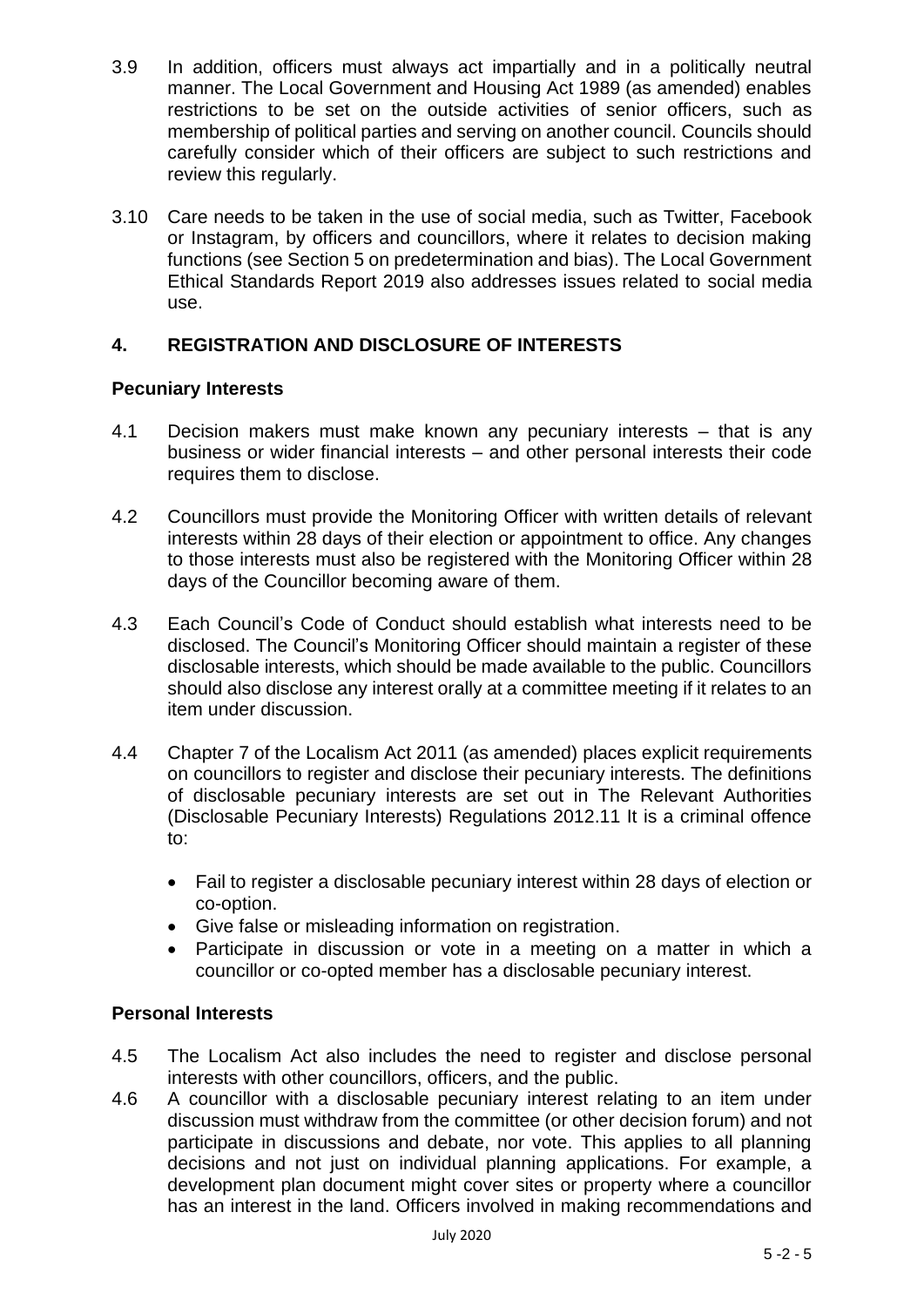3.9 In addition, officers must always act impartially and in a politically neutral manner. The Local Government and Housing Act 1989 (as amended) enables restrictions to be set on the outside activities of senior officers, such as membership of political parties and serving on another council. Councils should carefully consider which of their officers are subject to such restrictions and review this regularly.

3.10 Care needs to be taken in the use of social media, such as Twitter, Facebook or Instagram, by officers and councillors, where it relates to decision making functions (see Section 5 on predetermination and bias). The Local Government Ethical Standards Report 2019 also addresses issues related to social media use.

## 4. REGISTRATION AND DISCLOSURE OF INTERESTS

### Pecuniary Interests

4.1 Decision makers must make known any pecuniary interests – that is any business or wider financial interests – and other personal interests their code requires them to disclose.

4.2 Councillors must provide the Monitoring Officer with written details of relevant interests within 28 days of their election or appointment to office. Any changes to those interests must also be registered with the Monitoring Officer within 28 days of the Councillor becoming aware of them.

4.3 Each Council's Code of Conduct should establish what interests need to be disclosed. The Council's Monitoring Officer should maintain a register of these disclosable interests, which should be made available to the public. Councillors should also disclose any interest orally at a committee meeting if it relates to an item under discussion.

4.4 Chapter 7 of the Localism Act 2011 (as amended) places explicit requirements on councillors to register and disclose their pecuniary interests. The definitions of disclosable pecuniary interests are set out in The Relevant Authorities (Disclosable Pecuniary Interests) Regulations 2012.11 It is a criminal offence to:

- Fail to register a disclosable pecuniary interest within 28 days of election or co-option.
- Give false or misleading information on registration.
- Participate in discussion or vote in a meeting on a matter in which a councillor or co-opted member has a disclosable pecuniary interest.

### Personal Interests

4.5 The Localism Act also includes the need to register and disclose personal interests with other councillors, officers, and the public.

4.6 A councillor with a disclosable pecuniary interest relating to an item under discussion must withdraw from the committee (or other decision forum) and not participate in discussions and debate, nor vote. This applies to all planning decisions and not just on individual planning applications. For example, a development plan document might cover sites or property where a councillor has an interest in the land. Officers involved in making recommendations and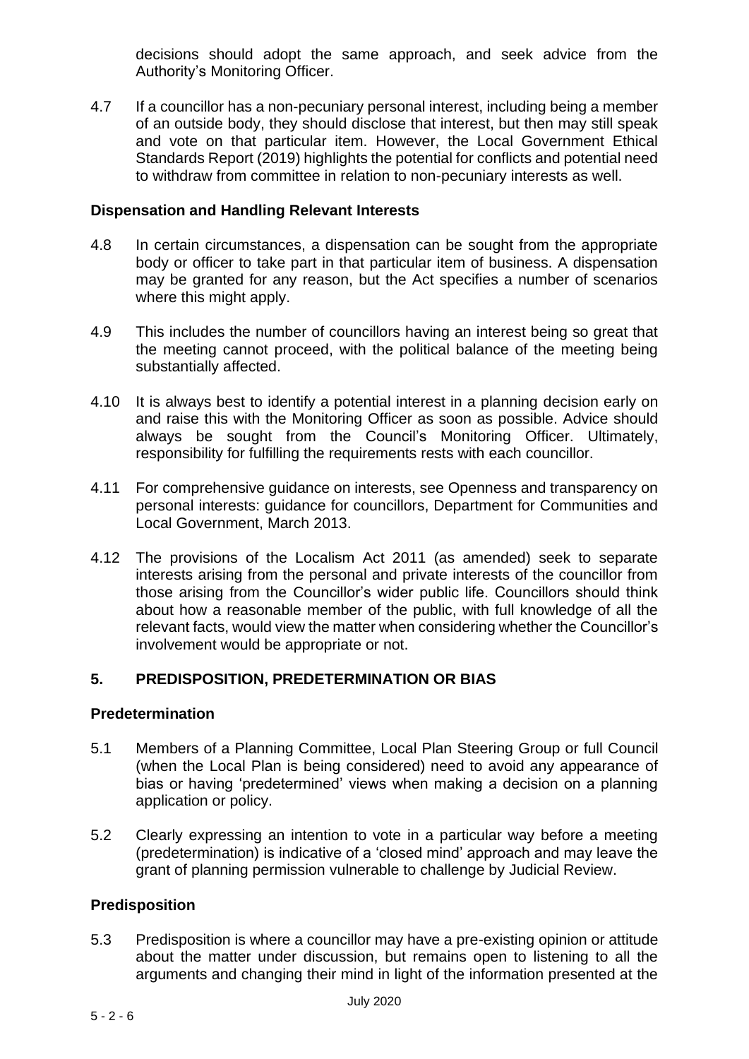decisions should adopt the same approach, and seek advice from the Authority's Monitoring Officer.

4.7 If a councillor has a non-pecuniary personal interest, including being a member of an outside body, they should disclose that interest, but then may still speak and vote on that particular item. However, the Local Government Ethical Standards Report (2019) highlights the potential for conflicts and potential need to withdraw from committee in relation to non-pecuniary interests as well.

### Dispensation and Handling Relevant Interests

4.8 In certain circumstances, a dispensation can be sought from the appropriate body or officer to take part in that particular item of business. A dispensation may be granted for any reason, but the Act specifies a number of scenarios where this might apply.

4.9 This includes the number of councillors having an interest being so great that the meeting cannot proceed, with the political balance of the meeting being substantially affected.

4.10 It is always best to identify a potential interest in a planning decision early on and raise this with the Monitoring Officer as soon as possible. Advice should always be sought from the Council's Monitoring Officer. Ultimately, responsibility for fulfilling the requirements rests with each councillor.

4.11 For comprehensive guidance on interests, see Openness and transparency on personal interests: guidance for councillors, Department for Communities and Local Government, March 2013.

4.12 The provisions of the Localism Act 2011 (as amended) seek to separate interests arising from the personal and private interests of the councillor from those arising from the Councillor's wider public life. Councillors should think about how a reasonable member of the public, with full knowledge of all the relevant facts, would view the matter when considering whether the Councillor's involvement would be appropriate or not.

## 5. PREDISPOSITION, PREDETERMINATION OR BIAS

### Predetermination

5.1 Members of a Planning Committee, Local Plan Steering Group or full Council (when the Local Plan is being considered) need to avoid any appearance of bias or having 'predetermined' views when making a decision on a planning application or policy.

5.2 Clearly expressing an intention to vote in a particular way before a meeting (predetermination) is indicative of a 'closed mind' approach and may leave the grant of planning permission vulnerable to challenge by Judicial Review.

### Predisposition

5.3 Predisposition is where a councillor may have a pre-existing opinion or attitude about the matter under discussion, but remains open to listening to all the arguments and changing their mind in light of the information presented at the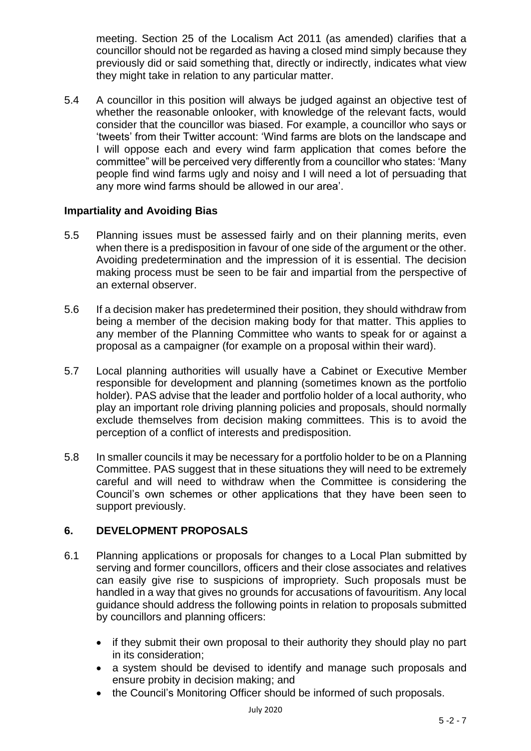meeting. Section 25 of the Localism Act 2011 (as amended) clarifies that a councillor should not be regarded as having a closed mind simply because they previously did or said something that, directly or indirectly, indicates what view they might take in relation to any particular matter.

5.4 A councillor in this position will always be judged against an objective test of whether the reasonable onlooker, with knowledge of the relevant facts, would consider that the councillor was biased. For example, a councillor who says or 'tweets' from their Twitter account: 'Wind farms are blots on the landscape and I will oppose each and every wind farm application that comes before the committee" will be perceived very differently from a councillor who states: 'Many people find wind farms ugly and noisy and I will need a lot of persuading that any more wind farms should be allowed in our area'.

**Impartiality and Avoiding Bias**

5.5 Planning issues must be assessed fairly and on their planning merits, even when there is a predisposition in favour of one side of the argument or the other. Avoiding predetermination and the impression of it is essential. The decision making process must be seen to be fair and impartial from the perspective of an external observer.

5.6 If a decision maker has predetermined their position, they should withdraw from being a member of the decision making body for that matter. This applies to any member of the Planning Committee who wants to speak for or against a proposal as a campaigner (for example on a proposal within their ward).

5.7 Local planning authorities will usually have a Cabinet or Executive Member responsible for development and planning (sometimes known as the portfolio holder). PAS advise that the leader and portfolio holder of a local authority, who play an important role driving planning policies and proposals, should normally exclude themselves from decision making committees. This is to avoid the perception of a conflict of interests and predisposition.

5.8 In smaller councils it may be necessary for a portfolio holder to be on a Planning Committee. PAS suggest that in these situations they will need to be extremely careful and will need to withdraw when the Committee is considering the Council's own schemes or other applications that they have been seen to support previously.

## 6. DEVELOPMENT PROPOSALS

6.1 Planning applications or proposals for changes to a Local Plan submitted by serving and former councillors, officers and their close associates and relatives can easily give rise to suspicions of impropriety. Such proposals must be handled in a way that gives no grounds for accusations of favouritism. Any local guidance should address the following points in relation to proposals submitted by councillors and planning officers:

- if they submit their own proposal to their authority they should play no part in its consideration;
- a system should be devised to identify and manage such proposals and ensure probity in decision making; and
- the Council's Monitoring Officer should be informed of such proposals.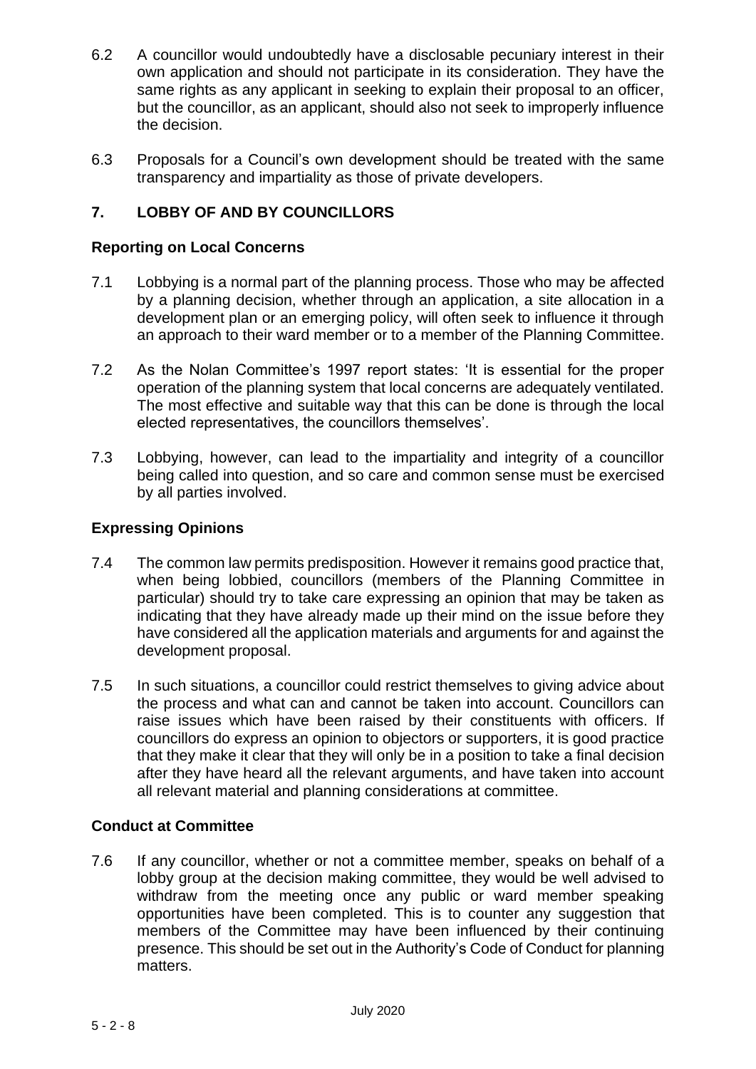6.2 A councillor would undoubtedly have a disclosable pecuniary interest in their own application and should not participate in its consideration. They have the same rights as any applicant in seeking to explain their proposal to an officer, but the councillor, as an applicant, should also not seek to improperly influence the decision.

6.3 Proposals for a Council's own development should be treated with the same transparency and impartiality as those of private developers.

## 7. LOBBY OF AND BY COUNCILLORS

### Reporting on Local Concerns

7.1 Lobbying is a normal part of the planning process. Those who may be affected by a planning decision, whether through an application, a site allocation in a development plan or an emerging policy, will often seek to influence it through an approach to their ward member or to a member of the Planning Committee.

7.2 As the Nolan Committee's 1997 report states: 'It is essential for the proper operation of the planning system that local concerns are adequately ventilated. The most effective and suitable way that this can be done is through the local elected representatives, the councillors themselves'.

7.3 Lobbying, however, can lead to the impartiality and integrity of a councillor being called into question, and so care and common sense must be exercised by all parties involved.

### Expressing Opinions

7.4 The common law permits predisposition. However it remains good practice that, when being lobbied, councillors (members of the Planning Committee in particular) should try to take care expressing an opinion that may be taken as indicating that they have already made up their mind on the issue before they have considered all the application materials and arguments for and against the development proposal.

7.5 In such situations, a councillor could restrict themselves to giving advice about the process and what can and cannot be taken into account. Councillors can raise issues which have been raised by their constituents with officers. If councillors do express an opinion to objectors or supporters, it is good practice that they make it clear that they will only be in a position to take a final decision after they have heard all the relevant arguments, and have taken into account all relevant material and planning considerations at committee.

### Conduct at Committee

7.6 If any councillor, whether or not a committee member, speaks on behalf of a lobby group at the decision making committee, they would be well advised to withdraw from the meeting once any public or ward member speaking opportunities have been completed. This is to counter any suggestion that members of the Committee may have been influenced by their continuing presence. This should be set out in the Authority's Code of Conduct for planning matters.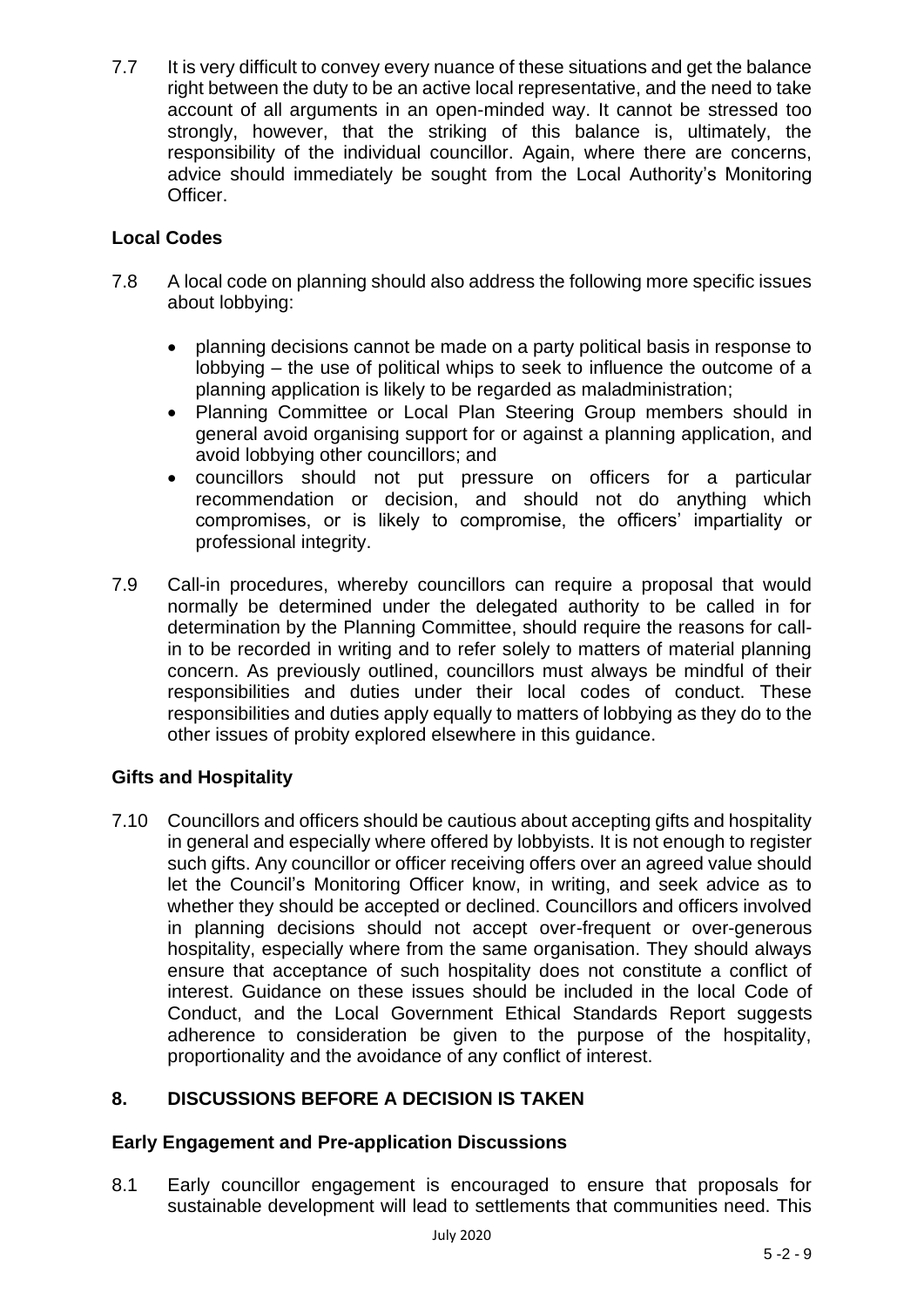7.7 It is very difficult to convey every nuance of these situations and get the balance right between the duty to be an active local representative, and the need to take account of all arguments in an open-minded way. It cannot be stressed too strongly, however, that the striking of this balance is, ultimately, the responsibility of the individual councillor. Again, where there are concerns, advice should immediately be sought from the Local Authority's Monitoring Officer.

### Local Codes

7.8 A local code on planning should also address the following more specific issues about lobbying:

- planning decisions cannot be made on a party political basis in response to lobbying – the use of political whips to seek to influence the outcome of a planning application is likely to be regarded as maladministration;
- Planning Committee or Local Plan Steering Group members should in general avoid organising support for or against a planning application, and avoid lobbying other councillors; and
- councillors should not put pressure on officers for a particular recommendation or decision, and should not do anything which compromises, or is likely to compromise, the officers' impartiality or professional integrity.

7.9 Call-in procedures, whereby councillors can require a proposal that would normally be determined under the delegated authority to be called in for determination by the Planning Committee, should require the reasons for call-in to be recorded in writing and to refer solely to matters of material planning concern. As previously outlined, councillors must always be mindful of their responsibilities and duties under their local codes of conduct. These responsibilities and duties apply equally to matters of lobbying as they do to the other issues of probity explored elsewhere in this guidance.

### Gifts and Hospitality

7.10 Councillors and officers should be cautious about accepting gifts and hospitality in general and especially where offered by lobbyists. It is not enough to register such gifts. Any councillor or officer receiving offers over an agreed value should let the Council's Monitoring Officer know, in writing, and seek advice as to whether they should be accepted or declined. Councillors and officers involved in planning decisions should not accept over-frequent or over-generous hospitality, especially where from the same organisation. They should always ensure that acceptance of such hospitality does not constitute a conflict of interest. Guidance on these issues should be included in the local Code of Conduct, and the Local Government Ethical Standards Report suggests adherence to consideration be given to the purpose of the hospitality, proportionality and the avoidance of any conflict of interest.

## 8. DISCUSSIONS BEFORE A DECISION IS TAKEN

### Early Engagement and Pre-application Discussions

8.1 Early councillor engagement is encouraged to ensure that proposals for sustainable development will lead to settlements that communities need. This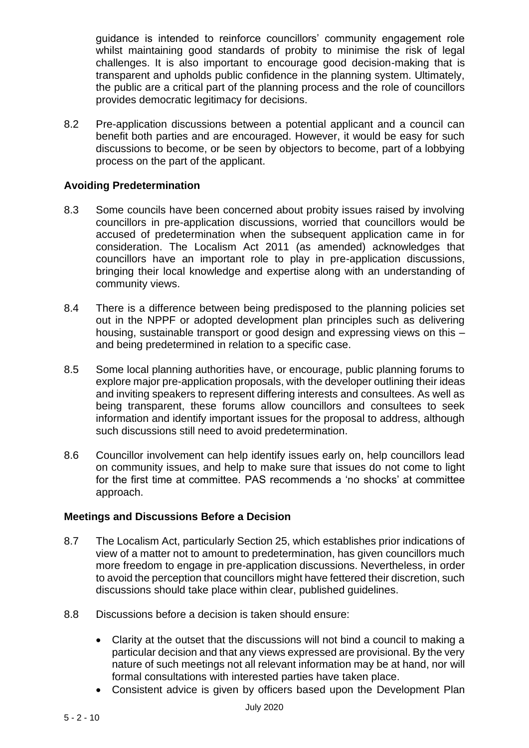guidance is intended to reinforce councillors' community engagement role whilst maintaining good standards of probity to minimise the risk of legal challenges. It is also important to encourage good decision-making that is transparent and upholds public confidence in the planning system. Ultimately, the public are a critical part of the planning process and the role of councillors provides democratic legitimacy for decisions.

8.2 Pre-application discussions between a potential applicant and a council can benefit both parties and are encouraged. However, it would be easy for such discussions to become, or be seen by objectors to become, part of a lobbying process on the part of the applicant.

**Avoiding Predetermination**

8.3 Some councils have been concerned about probity issues raised by involving councillors in pre-application discussions, worried that councillors would be accused of predetermination when the subsequent application came in for consideration. The Localism Act 2011 (as amended) acknowledges that councillors have an important role to play in pre-application discussions, bringing their local knowledge and expertise along with an understanding of community views.

8.4 There is a difference between being predisposed to the planning policies set out in the NPPF or adopted development plan principles such as delivering housing, sustainable transport or good design and expressing views on this – and being predetermined in relation to a specific case.

8.5 Some local planning authorities have, or encourage, public planning forums to explore major pre-application proposals, with the developer outlining their ideas and inviting speakers to represent differing interests and consultees. As well as being transparent, these forums allow councillors and consultees to seek information and identify important issues for the proposal to address, although such discussions still need to avoid predetermination.

8.6 Councillor involvement can help identify issues early on, help councillors lead on community issues, and help to make sure that issues do not come to light for the first time at committee. PAS recommends a 'no shocks' at committee approach.

**Meetings and Discussions Before a Decision**

8.7 The Localism Act, particularly Section 25, which establishes prior indications of view of a matter not to amount to predetermination, has given councillors much more freedom to engage in pre-application discussions. Nevertheless, in order to avoid the perception that councillors might have fettered their discretion, such discussions should take place within clear, published guidelines.

8.8 Discussions before a decision is taken should ensure:

- Clarity at the outset that the discussions will not bind a council to making a particular decision and that any views expressed are provisional. By the very nature of such meetings not all relevant information may be at hand, nor will formal consultations with interested parties have taken place.
- Consistent advice is given by officers based upon the Development Plan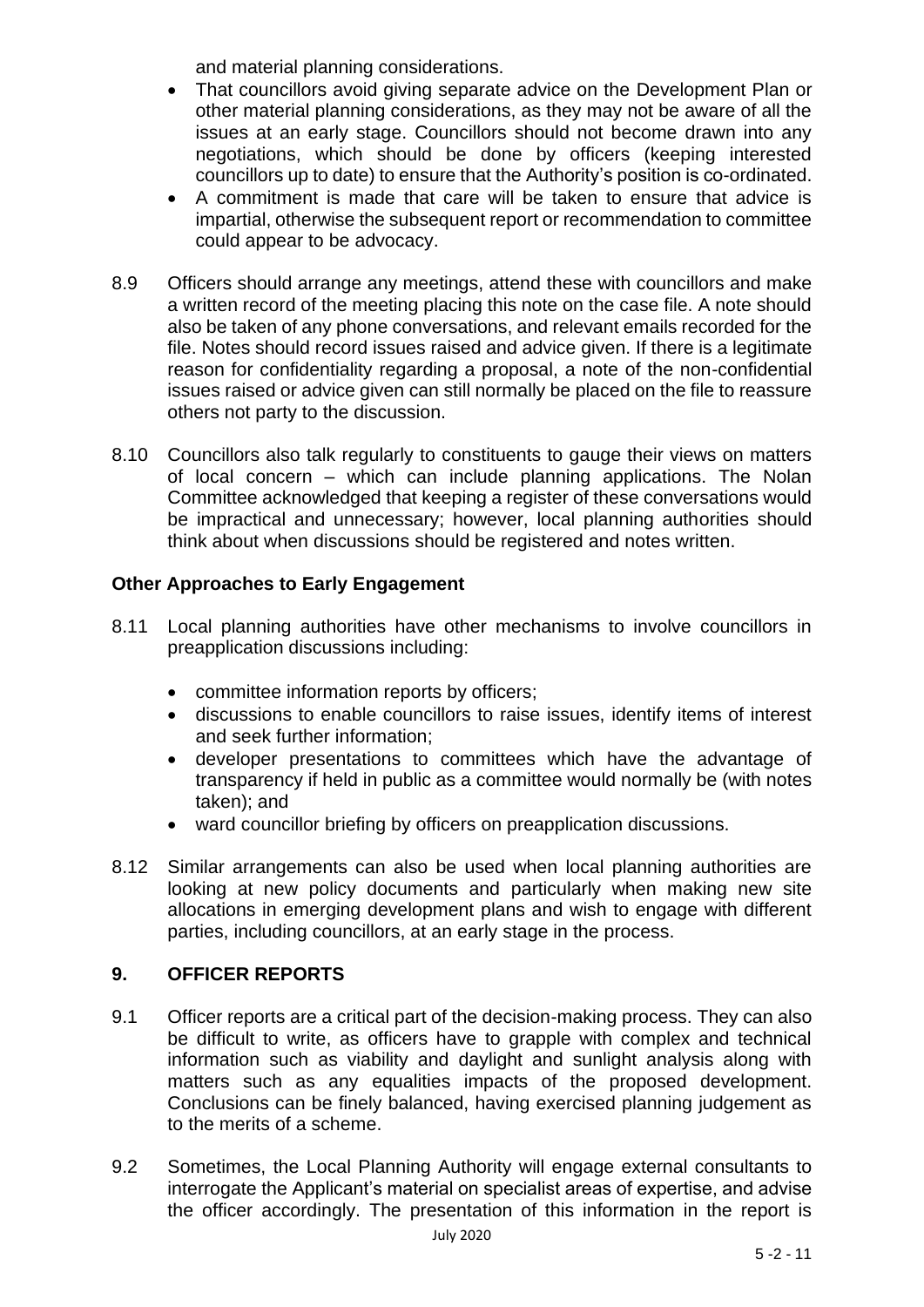and material planning considerations.

- That councillors avoid giving separate advice on the Development Plan or other material planning considerations, as they may not be aware of all the issues at an early stage. Councillors should not become drawn into any negotiations, which should be done by officers (keeping interested councillors up to date) to ensure that the Authority's position is co-ordinated.
- A commitment is made that care will be taken to ensure that advice is impartial, otherwise the subsequent report or recommendation to committee could appear to be advocacy.

8.9 Officers should arrange any meetings, attend these with councillors and make a written record of the meeting placing this note on the case file. A note should also be taken of any phone conversations, and relevant emails recorded for the file. Notes should record issues raised and advice given. If there is a legitimate reason for confidentiality regarding a proposal, a note of the non-confidential issues raised or advice given can still normally be placed on the file to reassure others not party to the discussion.

8.10 Councillors also talk regularly to constituents to gauge their views on matters of local concern – which can include planning applications. The Nolan Committee acknowledged that keeping a register of these conversations would be impractical and unnecessary; however, local planning authorities should think about when discussions should be registered and notes written.

**Other Approaches to Early Engagement**

8.11 Local planning authorities have other mechanisms to involve councillors in preapplication discussions including:

- committee information reports by officers;
- discussions to enable councillors to raise issues, identify items of interest and seek further information;
- developer presentations to committees which have the advantage of transparency if held in public as a committee would normally be (with notes taken); and
- ward councillor briefing by officers on preapplication discussions.

8.12 Similar arrangements can also be used when local planning authorities are looking at new policy documents and particularly when making new site allocations in emerging development plans and wish to engage with different parties, including councillors, at an early stage in the process.

## 9. OFFICER REPORTS

9.1 Officer reports are a critical part of the decision-making process. They can also be difficult to write, as officers have to grapple with complex and technical information such as viability and daylight and sunlight analysis along with matters such as any equalities impacts of the proposed development. Conclusions can be finely balanced, having exercised planning judgement as to the merits of a scheme.

9.2 Sometimes, the Local Planning Authority will engage external consultants to interrogate the Applicant's material on specialist areas of expertise, and advise the officer accordingly. The presentation of this information in the report is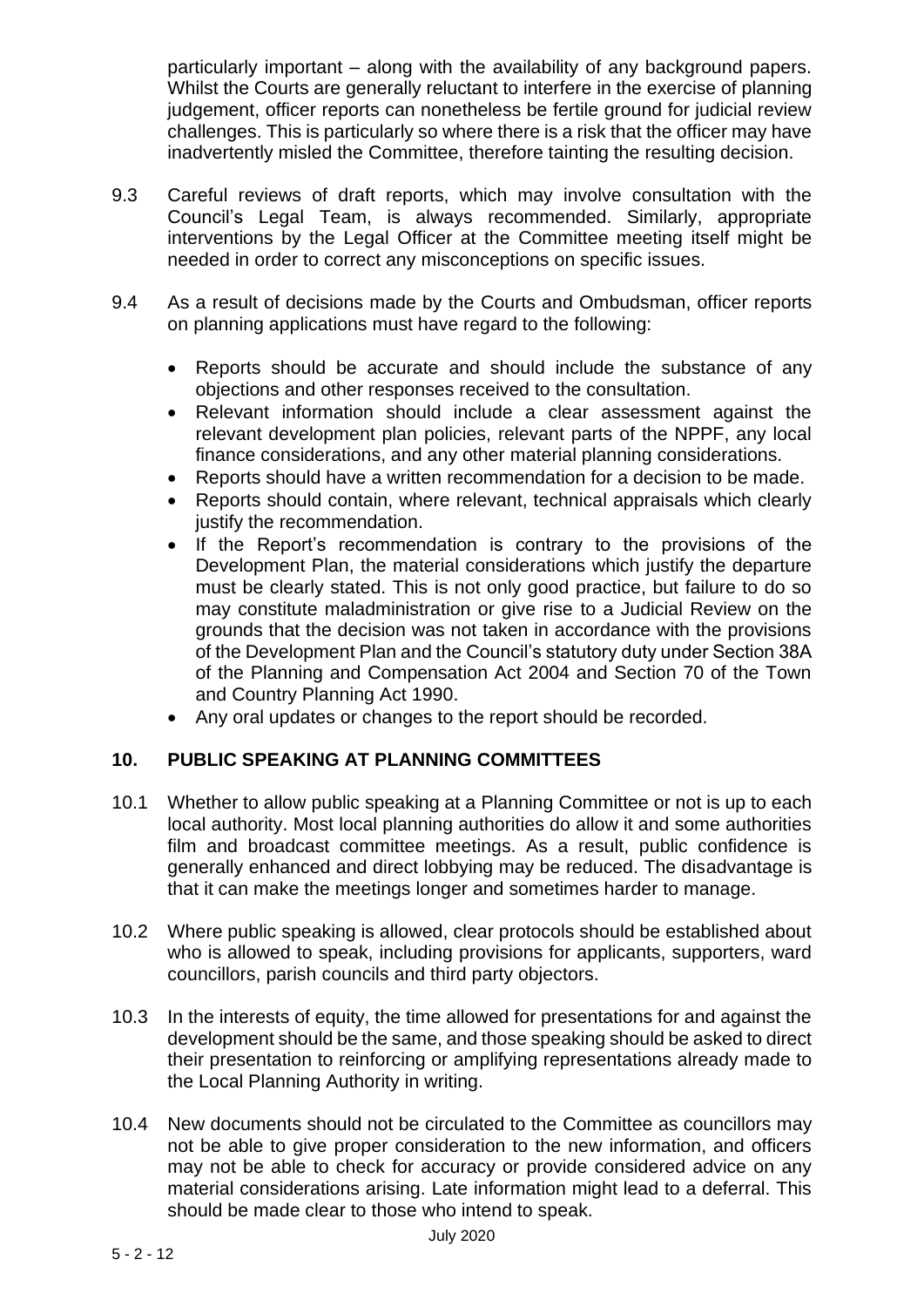particularly important – along with the availability of any background papers. Whilst the Courts are generally reluctant to interfere in the exercise of planning judgement, officer reports can nonetheless be fertile ground for judicial review challenges. This is particularly so where there is a risk that the officer may have inadvertently misled the Committee, therefore tainting the resulting decision.

9.3 Careful reviews of draft reports, which may involve consultation with the Council's Legal Team, is always recommended. Similarly, appropriate interventions by the Legal Officer at the Committee meeting itself might be needed in order to correct any misconceptions on specific issues.

9.4 As a result of decisions made by the Courts and Ombudsman, officer reports on planning applications must have regard to the following:

- Reports should be accurate and should include the substance of any objections and other responses received to the consultation.
- Relevant information should include a clear assessment against the relevant development plan policies, relevant parts of the NPPF, any local finance considerations, and any other material planning considerations.
- Reports should have a written recommendation for a decision to be made.
- Reports should contain, where relevant, technical appraisals which clearly justify the recommendation.
- If the Report's recommendation is contrary to the provisions of the Development Plan, the material considerations which justify the departure must be clearly stated. This is not only good practice, but failure to do so may constitute maladministration or give rise to a Judicial Review on the grounds that the decision was not taken in accordance with the provisions of the Development Plan and the Council's statutory duty under Section 38A of the Planning and Compensation Act 2004 and Section 70 of the Town and Country Planning Act 1990.
- Any oral updates or changes to the report should be recorded.

## 10. PUBLIC SPEAKING AT PLANNING COMMITTEES

10.1 Whether to allow public speaking at a Planning Committee or not is up to each local authority. Most local planning authorities do allow it and some authorities film and broadcast committee meetings. As a result, public confidence is generally enhanced and direct lobbying may be reduced. The disadvantage is that it can make the meetings longer and sometimes harder to manage.

10.2 Where public speaking is allowed, clear protocols should be established about who is allowed to speak, including provisions for applicants, supporters, ward councillors, parish councils and third party objectors.

10.3 In the interests of equity, the time allowed for presentations for and against the development should be the same, and those speaking should be asked to direct their presentation to reinforcing or amplifying representations already made to the Local Planning Authority in writing.

10.4 New documents should not be circulated to the Committee as councillors may not be able to give proper consideration to the new information, and officers may not be able to check for accuracy or provide considered advice on any material considerations arising. Late information might lead to a deferral. This should be made clear to those who intend to speak.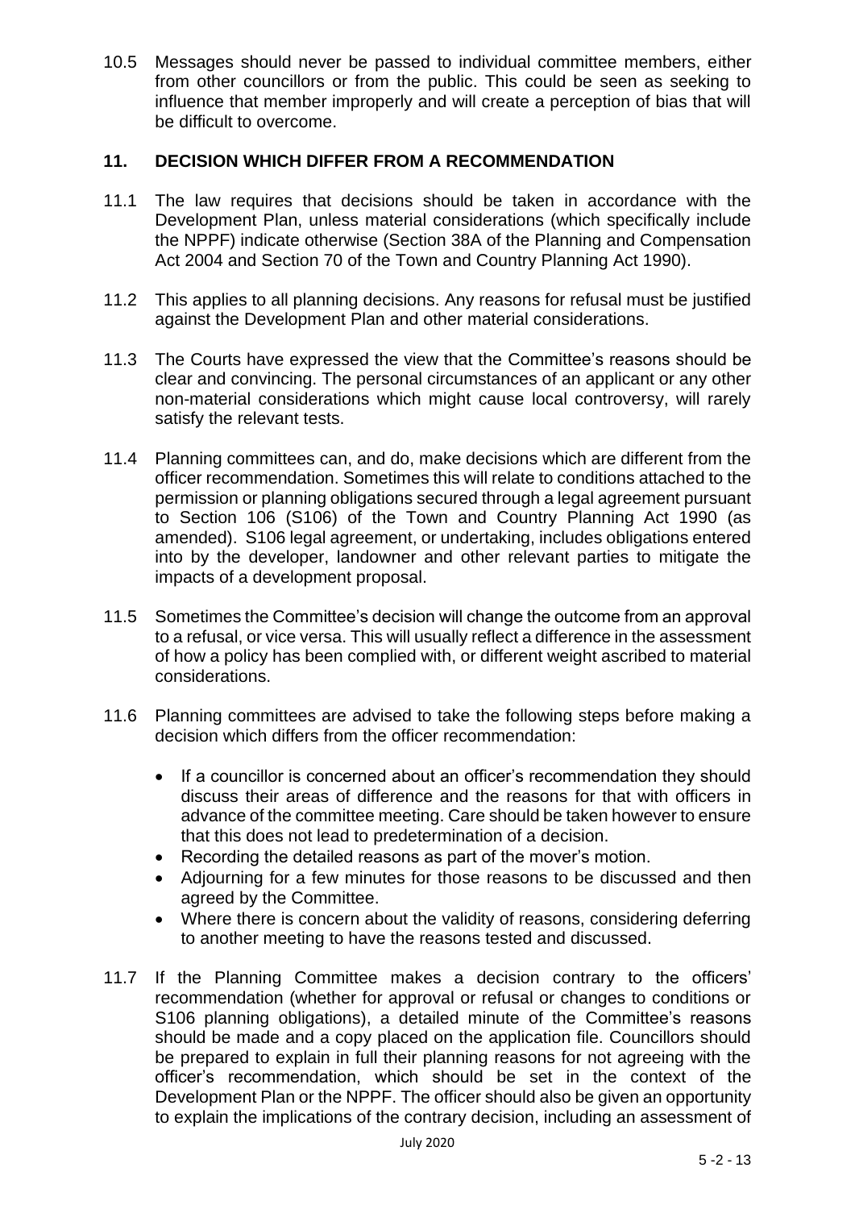10.5 Messages should never be passed to individual committee members, either from other councillors or from the public. This could be seen as seeking to influence that member improperly and will create a perception of bias that will be difficult to overcome.

## 11. DECISION WHICH DIFFER FROM A RECOMMENDATION

11.1 The law requires that decisions should be taken in accordance with the Development Plan, unless material considerations (which specifically include the NPPF) indicate otherwise (Section 38A of the Planning and Compensation Act 2004 and Section 70 of the Town and Country Planning Act 1990).

11.2 This applies to all planning decisions. Any reasons for refusal must be justified against the Development Plan and other material considerations.

11.3 The Courts have expressed the view that the Committee's reasons should be clear and convincing. The personal circumstances of an applicant or any other non-material considerations which might cause local controversy, will rarely satisfy the relevant tests.

11.4 Planning committees can, and do, make decisions which are different from the officer recommendation. Sometimes this will relate to conditions attached to the permission or planning obligations secured through a legal agreement pursuant to Section 106 (S106) of the Town and Country Planning Act 1990 (as amended). S106 legal agreement, or undertaking, includes obligations entered into by the developer, landowner and other relevant parties to mitigate the impacts of a development proposal.

11.5 Sometimes the Committee's decision will change the outcome from an approval to a refusal, or vice versa. This will usually reflect a difference in the assessment of how a policy has been complied with, or different weight ascribed to material considerations.

11.6 Planning committees are advised to take the following steps before making a decision which differs from the officer recommendation:

- If a councillor is concerned about an officer's recommendation they should discuss their areas of difference and the reasons for that with officers in advance of the committee meeting. Care should be taken however to ensure that this does not lead to predetermination of a decision.
- Recording the detailed reasons as part of the mover's motion.
- Adjourning for a few minutes for those reasons to be discussed and then agreed by the Committee.
- Where there is concern about the validity of reasons, considering deferring to another meeting to have the reasons tested and discussed.

11.7 If the Planning Committee makes a decision contrary to the officers' recommendation (whether for approval or refusal or changes to conditions or S106 planning obligations), a detailed minute of the Committee's reasons should be made and a copy placed on the application file. Councillors should be prepared to explain in full their planning reasons for not agreeing with the officer's recommendation, which should be set in the context of the Development Plan or the NPPF. The officer should also be given an opportunity to explain the implications of the contrary decision, including an assessment of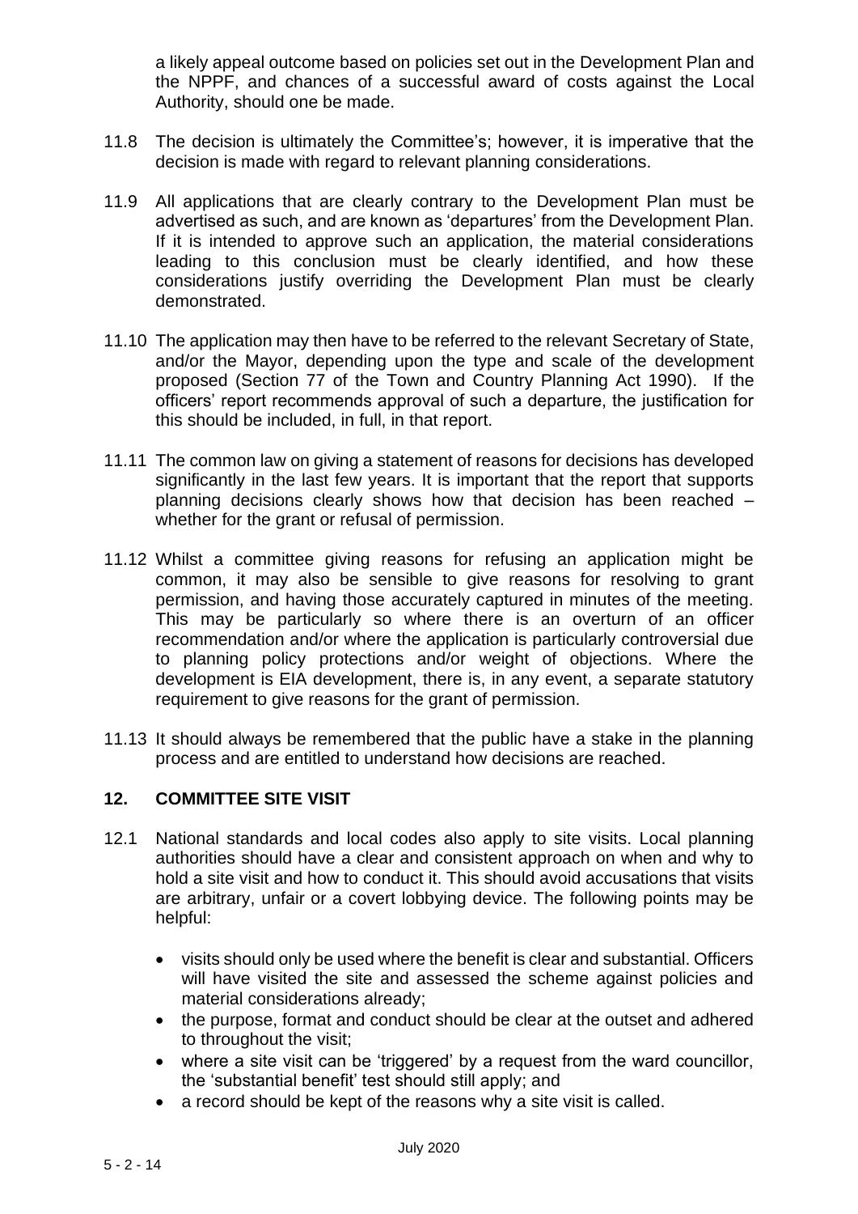a likely appeal outcome based on policies set out in the Development Plan and the NPPF, and chances of a successful award of costs against the Local Authority, should one be made.

11.8 The decision is ultimately the Committee's; however, it is imperative that the decision is made with regard to relevant planning considerations.

11.9 All applications that are clearly contrary to the Development Plan must be advertised as such, and are known as 'departures' from the Development Plan. If it is intended to approve such an application, the material considerations leading to this conclusion must be clearly identified, and how these considerations justify overriding the Development Plan must be clearly demonstrated.

11.10 The application may then have to be referred to the relevant Secretary of State, and/or the Mayor, depending upon the type and scale of the development proposed (Section 77 of the Town and Country Planning Act 1990). If the officers' report recommends approval of such a departure, the justification for this should be included, in full, in that report.

11.11 The common law on giving a statement of reasons for decisions has developed significantly in the last few years. It is important that the report that supports planning decisions clearly shows how that decision has been reached – whether for the grant or refusal of permission.

11.12 Whilst a committee giving reasons for refusing an application might be common, it may also be sensible to give reasons for resolving to grant permission, and having those accurately captured in minutes of the meeting. This may be particularly so where there is an overturn of an officer recommendation and/or where the application is particularly controversial due to planning policy protections and/or weight of objections. Where the development is EIA development, there is, in any event, a separate statutory requirement to give reasons for the grant of permission.

11.13 It should always be remembered that the public have a stake in the planning process and are entitled to understand how decisions are reached.

## 12. COMMITTEE SITE VISIT

12.1 National standards and local codes also apply to site visits. Local planning authorities should have a clear and consistent approach on when and why to hold a site visit and how to conduct it. This should avoid accusations that visits are arbitrary, unfair or a covert lobbying device. The following points may be helpful:

- visits should only be used where the benefit is clear and substantial. Officers will have visited the site and assessed the scheme against policies and material considerations already;
- the purpose, format and conduct should be clear at the outset and adhered to throughout the visit;
- where a site visit can be 'triggered' by a request from the ward councillor, the 'substantial benefit' test should still apply; and
- a record should be kept of the reasons why a site visit is called.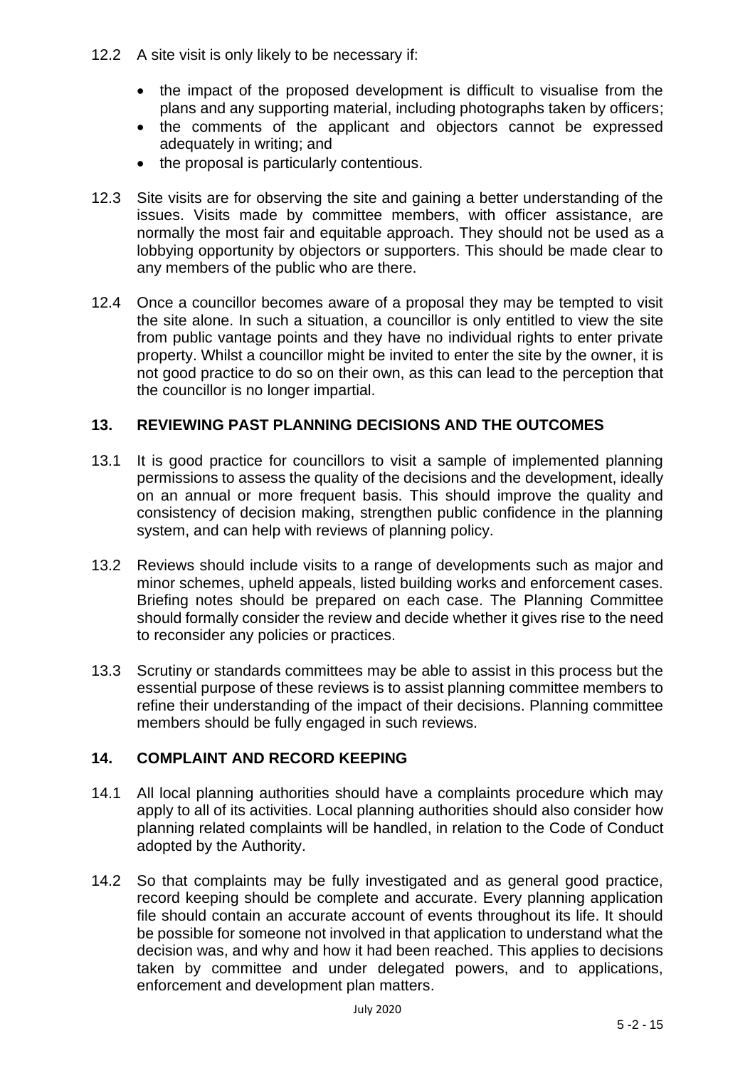12.2 A site visit is only likely to be necessary if:

- the impact of the proposed development is difficult to visualise from the plans and any supporting material, including photographs taken by officers;
- the comments of the applicant and objectors cannot be expressed adequately in writing; and
- the proposal is particularly contentious.

12.3 Site visits are for observing the site and gaining a better understanding of the issues. Visits made by committee members, with officer assistance, are normally the most fair and equitable approach. They should not be used as a lobbying opportunity by objectors or supporters. This should be made clear to any members of the public who are there.

12.4 Once a councillor becomes aware of a proposal they may be tempted to visit the site alone. In such a situation, a councillor is only entitled to view the site from public vantage points and they have no individual rights to enter private property. Whilst a councillor might be invited to enter the site by the owner, it is not good practice to do so on their own, as this can lead to the perception that the councillor is no longer impartial.

## 13. REVIEWING PAST PLANNING DECISIONS AND THE OUTCOMES

13.1 It is good practice for councillors to visit a sample of implemented planning permissions to assess the quality of the decisions and the development, ideally on an annual or more frequent basis. This should improve the quality and consistency of decision making, strengthen public confidence in the planning system, and can help with reviews of planning policy.

13.2 Reviews should include visits to a range of developments such as major and minor schemes, upheld appeals, listed building works and enforcement cases. Briefing notes should be prepared on each case. The Planning Committee should formally consider the review and decide whether it gives rise to the need to reconsider any policies or practices.

13.3 Scrutiny or standards committees may be able to assist in this process but the essential purpose of these reviews is to assist planning committee members to refine their understanding of the impact of their decisions. Planning committee members should be fully engaged in such reviews.

## 14. COMPLAINT AND RECORD KEEPING

14.1 All local planning authorities should have a complaints procedure which may apply to all of its activities. Local planning authorities should also consider how planning related complaints will be handled, in relation to the Code of Conduct adopted by the Authority.

14.2 So that complaints may be fully investigated and as general good practice, record keeping should be complete and accurate. Every planning application file should contain an accurate account of events throughout its life. It should be possible for someone not involved in that application to understand what the decision was, and why and how it had been reached. This applies to decisions taken by committee and under delegated powers, and to applications, enforcement and development plan matters.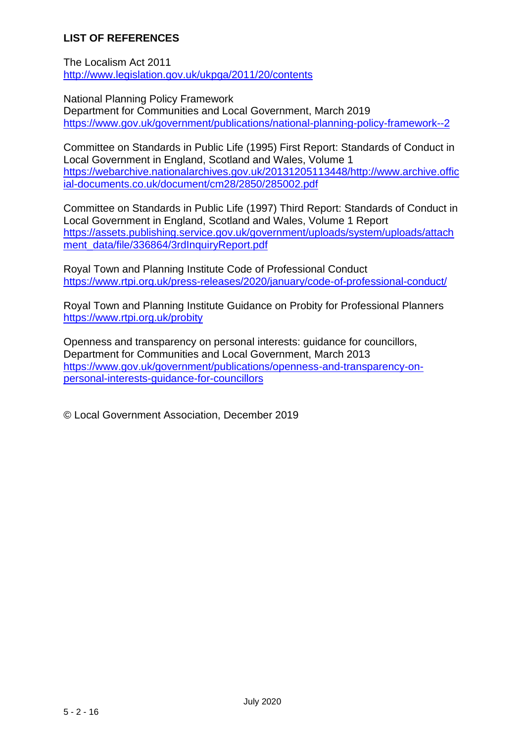## LIST OF REFERENCES

The Localism Act 2011
http://www.legislation.gov.uk/ukpga/2011/20/contents

National Planning Policy Framework
Department for Communities and Local Government, March 2019
https://www.gov.uk/government/publications/national-planning-policy-framework--2

Committee on Standards in Public Life (1995) First Report: Standards of Conduct in Local Government in England, Scotland and Wales, Volume 1
https://webarchive.nationalarchives.gov.uk/20131205113448/http://www.archive.official-documents.co.uk/document/cm28/2850/285002.pdf

Committee on Standards in Public Life (1997) Third Report: Standards of Conduct in Local Government in England, Scotland and Wales, Volume 1 Report
https://assets.publishing.service.gov.uk/government/uploads/system/uploads/attachment_data/file/336864/3rdInquiryReport.pdf

Royal Town and Planning Institute Code of Professional Conduct
https://www.rtpi.org.uk/press-releases/2020/january/code-of-professional-conduct/

Royal Town and Planning Institute Guidance on Probity for Professional Planners
https://www.rtpi.org.uk/probity

Openness and transparency on personal interests: guidance for councillors, Department for Communities and Local Government, March 2013
https://www.gov.uk/government/publications/openness-and-transparency-on-personal-interests-guidance-for-councillors

© Local Government Association, December 2019